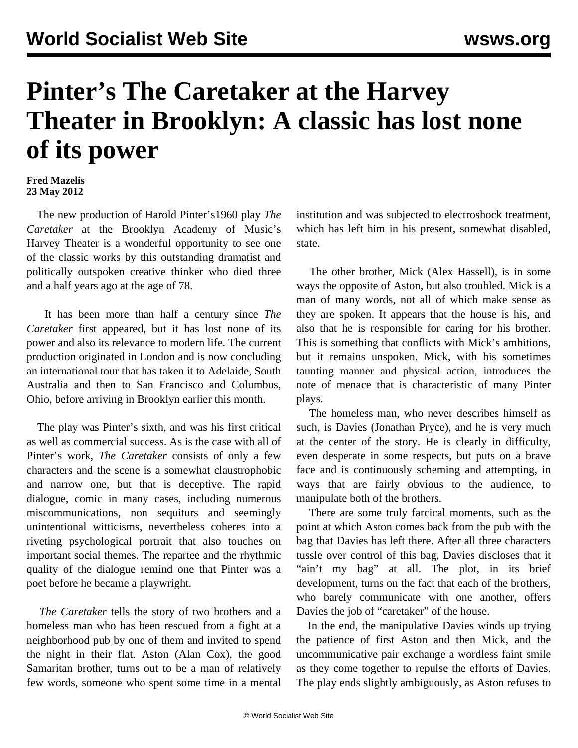# Pinter’s The Caretaker at the Harvey Theater in Brooklyn: A classic has lost none of its power

**Fred Mazelis**
**23 May 2012**

The new production of Harold Pinter’s1960 play *The Caretaker* at the Brooklyn Academy of Music’s Harvey Theater is a wonderful opportunity to see one of the classic works by this outstanding dramatist and politically outspoken creative thinker who died three and a half years ago at the age of 78.

It has been more than half a century since *The Caretaker* first appeared, but it has lost none of its power and also its relevance to modern life. The current production originated in London and is now concluding an international tour that has taken it to Adelaide, South Australia and then to San Francisco and Columbus, Ohio, before arriving in Brooklyn earlier this month.

The play was Pinter’s sixth, and was his first critical as well as commercial success. As is the case with all of Pinter’s work, *The Caretaker* consists of only a few characters and the scene is a somewhat claustrophobic and narrow one, but that is deceptive. The rapid dialogue, comic in many cases, including numerous miscommunications, non sequiturs and seemingly unintentional witticisms, nevertheless coheres into a riveting psychological portrait that also touches on important social themes. The repartee and the rhythmic quality of the dialogue remind one that Pinter was a poet before he became a playwright.

*The Caretaker* tells the story of two brothers and a homeless man who has been rescued from a fight at a neighborhood pub by one of them and invited to spend the night in their flat. Aston (Alan Cox), the good Samaritan brother, turns out to be a man of relatively few words, someone who spent some time in a mental institution and was subjected to electroshock treatment, which has left him in his present, somewhat disabled, state.

The other brother, Mick (Alex Hassell), is in some ways the opposite of Aston, but also troubled. Mick is a man of many words, not all of which make sense as they are spoken. It appears that the house is his, and also that he is responsible for caring for his brother. This is something that conflicts with Mick’s ambitions, but it remains unspoken. Mick, with his sometimes taunting manner and physical action, introduces the note of menace that is characteristic of many Pinter plays.

The homeless man, who never describes himself as such, is Davies (Jonathan Pryce), and he is very much at the center of the story. He is clearly in difficulty, even desperate in some respects, but puts on a brave face and is continuously scheming and attempting, in ways that are fairly obvious to the audience, to manipulate both of the brothers.

There are some truly farcical moments, such as the point at which Aston comes back from the pub with the bag that Davies has left there. After all three characters tussle over control of this bag, Davies discloses that it “ain’t my bag” at all. The plot, in its brief development, turns on the fact that each of the brothers, who barely communicate with one another, offers Davies the job of “caretaker” of the house.

In the end, the manipulative Davies winds up trying the patience of first Aston and then Mick, and the uncommunicative pair exchange a wordless faint smile as they come together to repulse the efforts of Davies. The play ends slightly ambiguously, as Aston refuses to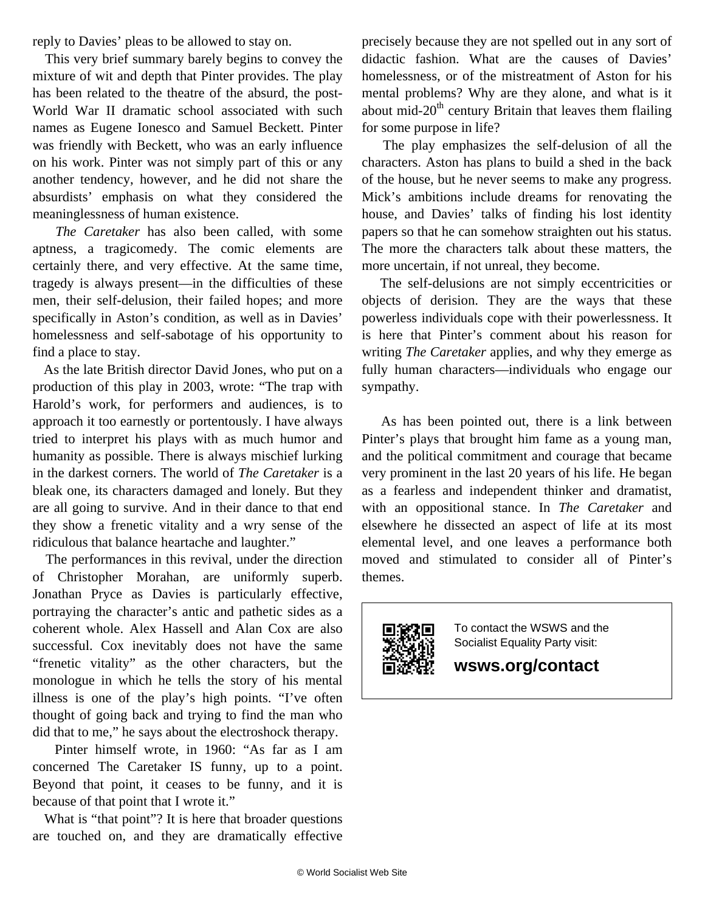reply to Davies' pleas to be allowed to stay on.

This very brief summary barely begins to convey the mixture of wit and depth that Pinter provides. The play has been related to the theatre of the absurd, the post-World War II dramatic school associated with such names as Eugene Ionesco and Samuel Beckett. Pinter was friendly with Beckett, who was an early influence on his work. Pinter was not simply part of this or any another tendency, however, and he did not share the absurdists' emphasis on what they considered the meaninglessness of human existence.

*The Caretaker* has also been called, with some aptness, a tragicomedy. The comic elements are certainly there, and very effective. At the same time, tragedy is always present—in the difficulties of these men, their self-delusion, their failed hopes; and more specifically in Aston's condition, as well as in Davies' homelessness and self-sabotage of his opportunity to find a place to stay.

As the late British director David Jones, who put on a production of this play in 2003, wrote: "The trap with Harold's work, for performers and audiences, is to approach it too earnestly or portentously. I have always tried to interpret his plays with as much humor and humanity as possible. There is always mischief lurking in the darkest corners. The world of *The Caretaker* is a bleak one, its characters damaged and lonely. But they are all going to survive. And in their dance to that end they show a frenetic vitality and a wry sense of the ridiculous that balance heartache and laughter."

The performances in this revival, under the direction of Christopher Morahan, are uniformly superb. Jonathan Pryce as Davies is particularly effective, portraying the character's antic and pathetic sides as a coherent whole. Alex Hassell and Alan Cox are also successful. Cox inevitably does not have the same "frenetic vitality" as the other characters, but the monologue in which he tells the story of his mental illness is one of the play's high points. "I've often thought of going back and trying to find the man who did that to me," he says about the electroshock therapy.

Pinter himself wrote, in 1960: "As far as I am concerned The Caretaker IS funny, up to a point. Beyond that point, it ceases to be funny, and it is because of that point that I wrote it."

What is "that point"? It is here that broader questions are touched on, and they are dramatically effective precisely because they are not spelled out in any sort of didactic fashion. What are the causes of Davies' homelessness, or of the mistreatment of Aston for his mental problems? Why are they alone, and what is it about mid-20th century Britain that leaves them flailing for some purpose in life?

The play emphasizes the self-delusion of all the characters. Aston has plans to build a shed in the back of the house, but he never seems to make any progress. Mick's ambitions include dreams for renovating the house, and Davies' talks of finding his lost identity papers so that he can somehow straighten out his status. The more the characters talk about these matters, the more uncertain, if not unreal, they become.

The self-delusions are not simply eccentricities or objects of derision. They are the ways that these powerless individuals cope with their powerlessness. It is here that Pinter's comment about his reason for writing *The Caretaker* applies, and why they emerge as fully human characters—individuals who engage our sympathy.

As has been pointed out, there is a link between Pinter's plays that brought him fame as a young man, and the political commitment and courage that became very prominent in the last 20 years of his life. He began as a fearless and independent thinker and dramatist, with an oppositional stance. In *The Caretaker* and elsewhere he dissected an aspect of life at its most elemental level, and one leaves a performance both moved and stimulated to consider all of Pinter's themes.

To contact the WSWS and the Socialist Equality Party visit:

**wsws.org/contact**